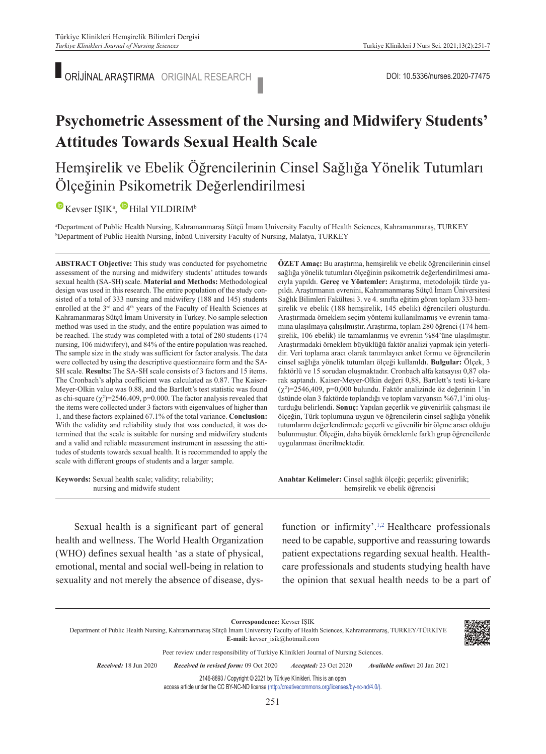ORİJİNAL ARAŞTIRMA ORIGINAL RESEARCH

DOI: 10.5336/nurses.2020-77475

# Psychometric Assessment of the Nursing and Midwifery Students' Attitudes Towards Sexual Health Scale

# Hemşirelik ve Ebelik Öğrencilerinin Cinsel Sağlığa Yönelik Tutumları Ölçeğinin Psikometrik Değerlendirilmesi

Kevser IŞIK[a], Hilal YILDIRIM[b]

[a]Department of Public Health Nursing, Kahramanmaraş Sütçü İmam University Faculty of Health Sciences, Kahramanmaraş, TURKEY
[b]Department of Public Health Nursing, İnönü University Faculty of Nursing, Malatya, TURKEY

**ABSTRACT Objective:** This study was conducted for psychometric assessment of the nursing and midwifery students' attitudes towards sexual health (SA-SH) scale. **Material and Methods:** Methodological design was used in this research. The entire population of the study consisted of a total of 333 nursing and midwifery (188 and 145) students enrolled at the 3rd and 4th years of the Faculty of Health Sciences at Kahramanmaraş Sütçü İmam University in Turkey. No sample selection method was used in the study, and the entire population was aimed to be reached. The study was completed with a total of 280 students (174 nursing, 106 midwifery), and 84% of the entire population was reached. The sample size in the study was sufficient for factor analysis. The data were collected by using the descriptive questionnaire form and the SA-SH scale. **Results:** The SA-SH scale consists of 3 factors and 15 items. The Cronbach's alpha coefficient was calculated as 0.87. The Kaiser-Meyer-Olkin value was 0.88, and the Bartlett's test statistic was found as chi-square ($\chi^2$)=2546.409, p=0.000. The factor analysis revealed that the items were collected under 3 factors with eigenvalues of higher than 1, and these factors explained 67.1% of the total variance. **Conclusion:** With the validity and reliability study that was conducted, it was determined that the scale is suitable for nursing and midwifery students and a valid and reliable measurement instrument in assessing the attitudes of students towards sexual health. It is recommended to apply the scale with different groups of students and a larger sample.

**Keywords:** Sexual health scale; validity; reliability; nursing and midwife student

**ÖZET Amaç:** Bu araştırma, hemşirelik ve ebelik öğrencilerinin cinsel sağlığa yönelik tutumları ölçeğinin psikometrik değerlendirilmesi amacıyla yapıldı. **Gereç ve Yöntemler:** Araştırma, metodolojik türde yapıldı. Araştırmanın evrenini, Kahramanmaraş Sütçü İmam Üniversitesi Sağlık Bilimleri Fakültesi 3. ve 4. sınıfta eğitim gören toplam 333 hemşirelik ve ebelik (188 hemşirelik, 145 ebelik) öğrencileri oluşturdu. Araştırmada örneklem seçim yöntemi kullanılmamış ve evrenin tamamına ulaşılmaya çalışılmıştır. Araştırma, toplam 280 öğrenci (174 hemşirelik, 106 ebelik) ile tamamlanmış ve evrenin %84'üne ulaşılmıştır. Araştırmadaki örneklem büyüklüğü faktör analizi yapmak için yeterlidir. Veri toplama aracı olarak tanımlayıcı anket formu ve öğrencilerin cinsel sağlığa yönelik tutumları ölçeği kullanıldı. **Bulgular:** Ölçek, 3 faktörlü ve 15 sorudan oluşmaktadır. Cronbach alfa katsayısı 0,87 olarak saptandı. Kaiser-Meyer-Olkin değeri 0,88, Bartlett's testi ki-kare ($\chi^2$)=2546,409, p=0,000 bulundu. Faktör analizinde öz değerinin 1'in üstünde olan 3 faktörde toplandığı ve toplam varyansın %67,1'ini oluşturduğu belirlendi. **Sonuç:** Yapılan geçerlik ve güvenirlik çalışması ile ölçeğin, Türk toplumuna uygun ve öğrencilerin cinsel sağlığa yönelik tutumlarını değerlendirmede geçerli ve güvenilir bir ölçme aracı olduğu bulunmuştur. Ölçeğin, daha büyük örneklemle farklı grup öğrencilerde uygulanması önerilmektedir.

**Anahtar Kelimeler:** Cinsel sağlık ölçeği; geçerlik; güvenirlik; hemşirelik ve ebelik öğrencisi

Sexual health is a significant part of general health and wellness. The World Health Organization (WHO) defines sexual health 'as a state of physical, emotional, mental and social well-being in relation to sexuality and not merely the absence of disease, dysfunction or infirmity'.[1,2] Healthcare professionals need to be capable, supportive and reassuring towards patient expectations regarding sexual health. Healthcare professionals and students studying health have the opinion that sexual health needs to be a part of

**Correspondence:** Kevser IŞIK
Department of Public Health Nursing, Kahramanmaraş Sütçü İmam University Faculty of Health Sciences, Kahramanmaraş, TURKEY/TÜRKİYE
**E-mail:** kevser_isik@hotmail.com

Peer review under responsibility of Turkiye Klinikleri Journal of Nursing Sciences.

***Received:*** 18 Jun 2020 ***Received in revised form:*** 09 Oct 2020 ***Accepted:*** 23 Oct 2020 ***Available online*:** 20 Jan 2021

2146-8893 / Copyright © 2021 by Türkiye Klinikleri. This is an open access article under the CC BY-NC-ND license (http://creativecommons.org/licenses/by-nc-nd/4.0/).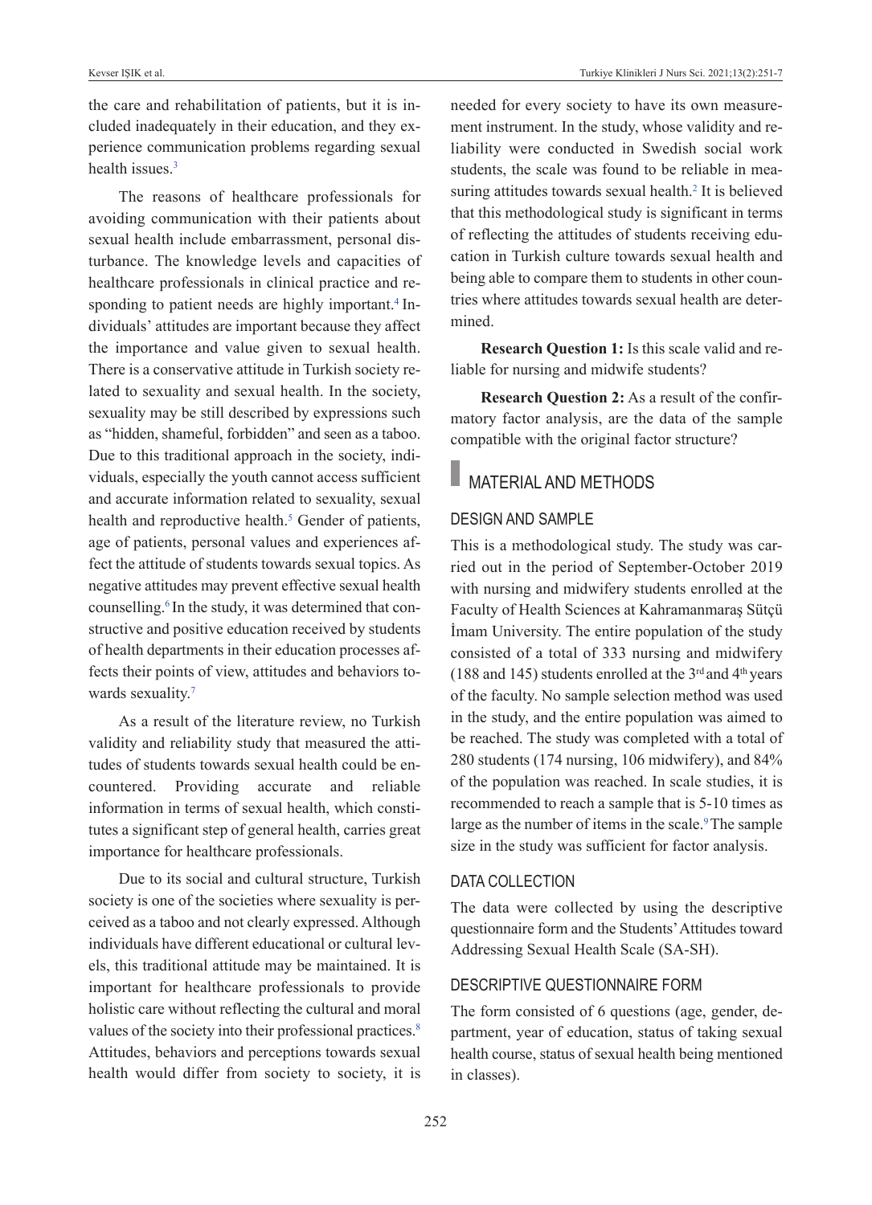the care and rehabilitation of patients, but it is included inadequately in their education, and they experience communication problems regarding sexual health issues.[3]

The reasons of healthcare professionals for avoiding communication with their patients about sexual health include embarrassment, personal disturbance. The knowledge levels and capacities of healthcare professionals in clinical practice and responding to patient needs are highly important.[4] Individuals' attitudes are important because they affect the importance and value given to sexual health. There is a conservative attitude in Turkish society related to sexuality and sexual health. In the society, sexuality may be still described by expressions such as "hidden, shameful, forbidden" and seen as a taboo. Due to this traditional approach in the society, individuals, especially the youth cannot access sufficient and accurate information related to sexuality, sexual health and reproductive health.[5] Gender of patients, age of patients, personal values and experiences affect the attitude of students towards sexual topics. As negative attitudes may prevent effective sexual health counselling.[6] In the study, it was determined that constructive and positive education received by students of health departments in their education processes affects their points of view, attitudes and behaviors towards sexuality.[7]

As a result of the literature review, no Turkish validity and reliability study that measured the attitudes of students towards sexual health could be encountered. Providing accurate and reliable information in terms of sexual health, which constitutes a significant step of general health, carries great importance for healthcare professionals.

Due to its social and cultural structure, Turkish society is one of the societies where sexuality is perceived as a taboo and not clearly expressed. Although individuals have different educational or cultural levels, this traditional attitude may be maintained. It is important for healthcare professionals to provide holistic care without reflecting the cultural and moral values of the society into their professional practices.[8] Attitudes, behaviors and perceptions towards sexual health would differ from society to society, it is needed for every society to have its own measurement instrument. In the study, whose validity and reliability were conducted in Swedish social work students, the scale was found to be reliable in measuring attitudes towards sexual health.[2] It is believed that this methodological study is significant in terms of reflecting the attitudes of students receiving education in Turkish culture towards sexual health and being able to compare them to students in other countries where attitudes towards sexual health are determined.

**Research Question 1:** Is this scale valid and reliable for nursing and midwife students?

**Research Question 2:** As a result of the confirmatory factor analysis, are the data of the sample compatible with the original factor structure?

## MATERIAL AND METHODS

### DESIGN AND SAMPLE

This is a methodological study. The study was carried out in the period of September-October 2019 with nursing and midwifery students enrolled at the Faculty of Health Sciences at Kahramanmaraş Sütçü İmam University. The entire population of the study consisted of a total of 333 nursing and midwifery (188 and 145) students enrolled at the 3rd and 4th years of the faculty. No sample selection method was used in the study, and the entire population was aimed to be reached. The study was completed with a total of 280 students (174 nursing, 106 midwifery), and 84% of the population was reached. In scale studies, it is recommended to reach a sample that is 5-10 times as large as the number of items in the scale.[9] The sample size in the study was sufficient for factor analysis.

### DATA COLLECTION

The data were collected by using the descriptive questionnaire form and the Students' Attitudes toward Addressing Sexual Health Scale (SA-SH).

### DESCRIPTIVE QUESTIONNAIRE FORM

The form consisted of 6 questions (age, gender, department, year of education, status of taking sexual health course, status of sexual health being mentioned in classes).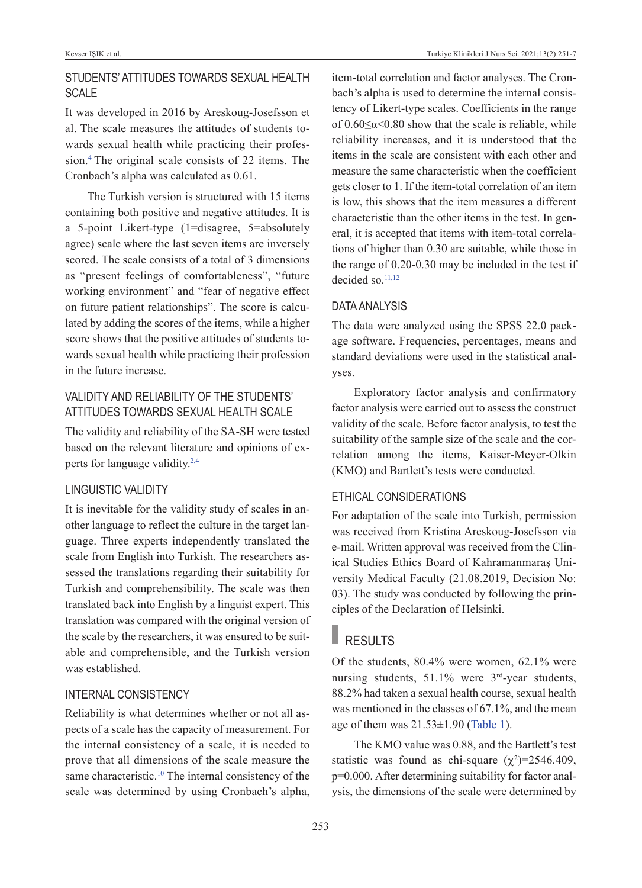## STUDENTS' ATTITUDES TOWARDS SEXUAL HEALTH SCALE

It was developed in 2016 by Areskoug-Josefsson et al. The scale measures the attitudes of students towards sexual health while practicing their profession.[4] The original scale consists of 22 items. The Cronbach's alpha was calculated as 0.61.

The Turkish version is structured with 15 items containing both positive and negative attitudes. It is a 5-point Likert-type (1=disagree, 5=absolutely agree) scale where the last seven items are inversely scored. The scale consists of a total of 3 dimensions as "present feelings of comfortableness", "future working environment" and "fear of negative effect on future patient relationships". The score is calculated by adding the scores of the items, while a higher score shows that the positive attitudes of students towards sexual health while practicing their profession in the future increase.

## VALIDITY AND RELIABILITY OF THE STUDENTS' ATTITUDES TOWARDS SEXUAL HEALTH SCALE

The validity and reliability of the SA-SH were tested based on the relevant literature and opinions of experts for language validity.[2,4]

## LINGUISTIC VALIDITY

It is inevitable for the validity study of scales in another language to reflect the culture in the target language. Three experts independently translated the scale from English into Turkish. The researchers assessed the translations regarding their suitability for Turkish and comprehensibility. The scale was then translated back into English by a linguist expert. This translation was compared with the original version of the scale by the researchers, it was ensured to be suitable and comprehensible, and the Turkish version was established.

## INTERNAL CONSISTENCY

Reliability is what determines whether or not all aspects of a scale has the capacity of measurement. For the internal consistency of a scale, it is needed to prove that all dimensions of the scale measure the same characteristic.[10] The internal consistency of the scale was determined by using Cronbach's alpha, item-total correlation and factor analyses. The Cronbach's alpha is used to determine the internal consistency of Likert-type scales. Coefficients in the range of $0.60 \leq \alpha < 0.80$ show that the scale is reliable, while reliability increases, and it is understood that the items in the scale are consistent with each other and measure the same characteristic when the coefficient gets closer to 1. If the item-total correlation of an item is low, this shows that the item measures a different characteristic than the other items in the test. In general, it is accepted that items with item-total correlations of higher than 0.30 are suitable, while those in the range of 0.20-0.30 may be included in the test if decided so.[11,12]

## DATA ANALYSIS

The data were analyzed using the SPSS 22.0 package software. Frequencies, percentages, means and standard deviations were used in the statistical analyses.

Exploratory factor analysis and confirmatory factor analysis were carried out to assess the construct validity of the scale. Before factor analysis, to test the suitability of the sample size of the scale and the correlation among the items, Kaiser-Meyer-Olkin (KMO) and Bartlett's tests were conducted.

## ETHICAL CONSIDERATIONS

For adaptation of the scale into Turkish, permission was received from Kristina Areskoug-Josefsson via e-mail. Written approval was received from the Clinical Studies Ethics Board of Kahramanmaraş University Medical Faculty (21.08.2019, Decision No: 03). The study was conducted by following the principles of the Declaration of Helsinki.

# RESULTS

Of the students, 80.4% were women, 62.1% were nursing students, 51.1% were 3rd-year students, 88.2% had taken a sexual health course, sexual health was mentioned in the classes of 67.1%, and the mean age of them was 21.53±1.90 (Table 1).

The KMO value was 0.88, and the Bartlett's test statistic was found as chi-square ($\chi^2$)=2546.409, $p$=0.000. After determining suitability for factor analysis, the dimensions of the scale were determined by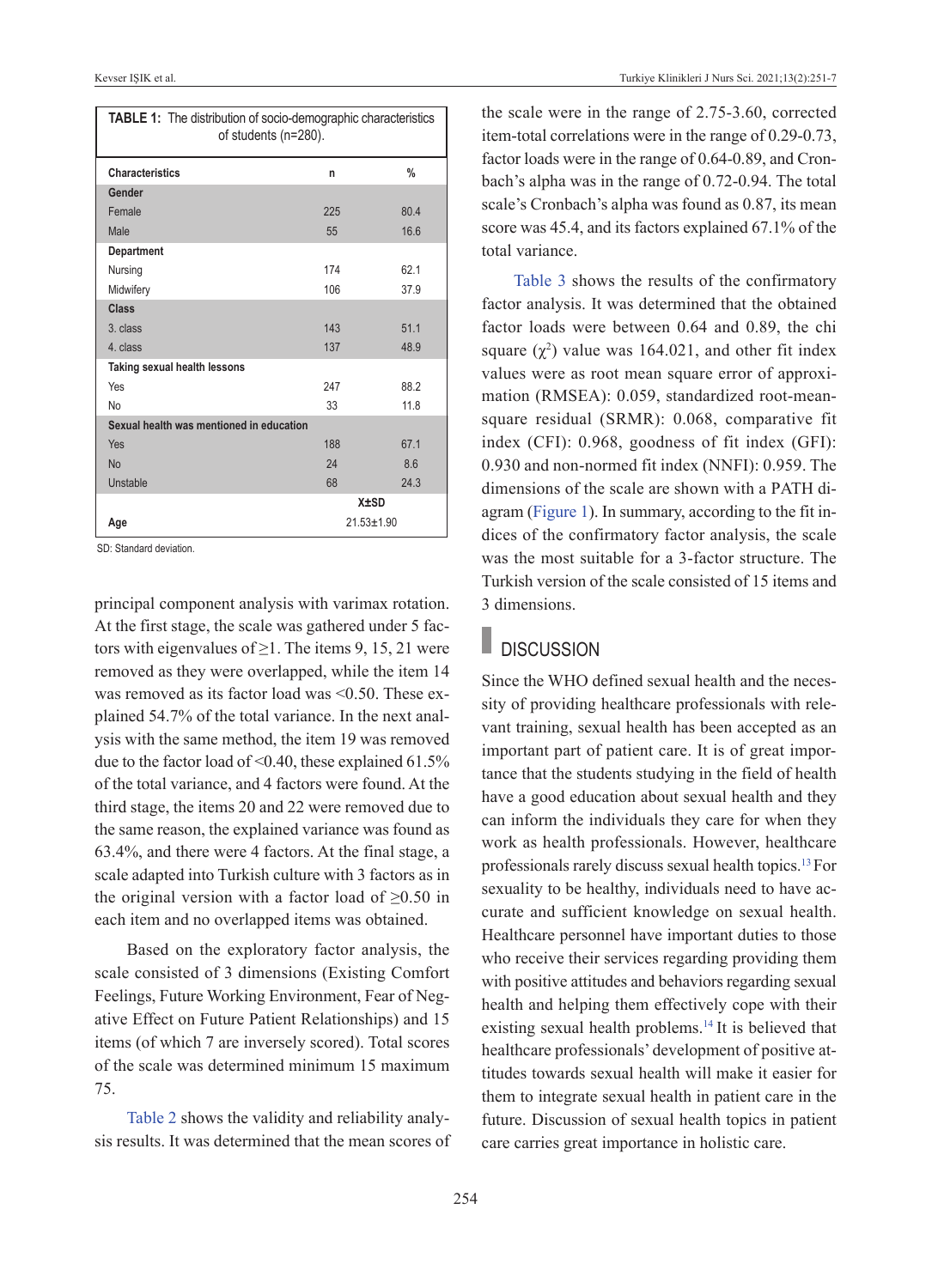**TABLE 1:** The distribution of socio-demographic characteristics of students (n=280).

| Characteristics | n | % |
|---|---|---|
| **Gender** | | |
| Female | 225 | 80.4 |
| Male | 55 | 16.6 |
| **Department** | | |
| Nursing | 174 | 62.1 |
| Midwifery | 106 | 37.9 |
| **Class** | | |
| 3. class | 143 | 51.1 |
| 4. class | 137 | 48.9 |
| **Taking sexual health lessons** | | |
| Yes | 247 | 88.2 |
| No | 33 | 11.8 |
| **Sexual health was mentioned in education** | | |
| Yes | 188 | 67.1 |
| No | 24 | 8.6 |
| Unstable | 68 | 24.3 |
| | **X±SD** | |
| **Age** | 21.53±1.90 | |

SD: Standard deviation.

principal component analysis with varimax rotation. At the first stage, the scale was gathered under 5 factors with eigenvalues of ≥1. The items 9, 15, 21 were removed as they were overlapped, while the item 14 was removed as its factor load was <0.50. These explained 54.7% of the total variance. In the next analysis with the same method, the item 19 was removed due to the factor load of <0.40, these explained 61.5% of the total variance, and 4 factors were found. At the third stage, the items 20 and 22 were removed due to the same reason, the explained variance was found as 63.4%, and there were 4 factors. At the final stage, a scale adapted into Turkish culture with 3 factors as in the original version with a factor load of ≥0.50 in each item and no overlapped items was obtained.

Based on the exploratory factor analysis, the scale consisted of 3 dimensions (Existing Comfort Feelings, Future Working Environment, Fear of Negative Effect on Future Patient Relationships) and 15 items (of which 7 are inversely scored). Total scores of the scale was determined minimum 15 maximum 75.

Table 2 shows the validity and reliability analysis results. It was determined that the mean scores of the scale were in the range of 2.75-3.60, corrected item-total correlations were in the range of 0.29-0.73, factor loads were in the range of 0.64-0.89, and Cronbach's alpha was in the range of 0.72-0.94. The total scale's Cronbach's alpha was found as 0.87, its mean score was 45.4, and its factors explained 67.1% of the total variance.

Table 3 shows the results of the confirmatory factor analysis. It was determined that the obtained factor loads were between 0.64 and 0.89, the chi square ($\chi^2$) value was 164.021, and other fit index values were as root mean square error of approximation (RMSEA): 0.059, standardized root-mean-square residual (SRMR): 0.068, comparative fit index (CFI): 0.968, goodness of fit index (GFI): 0.930 and non-normed fit index (NNFI): 0.959. The dimensions of the scale are shown with a PATH diagram (Figure 1). In summary, according to the fit indices of the confirmatory factor analysis, the scale was the most suitable for a 3-factor structure. The Turkish version of the scale consisted of 15 items and 3 dimensions.

## DISCUSSION

Since the WHO defined sexual health and the necessity of providing healthcare professionals with relevant training, sexual health has been accepted as an important part of patient care. It is of great importance that the students studying in the field of health have a good education about sexual health and they can inform the individuals they care for when they work as health professionals. However, healthcare professionals rarely discuss sexual health topics.[13] For sexuality to be healthy, individuals need to have accurate and sufficient knowledge on sexual health. Healthcare personnel have important duties to those who receive their services regarding providing them with positive attitudes and behaviors regarding sexual health and helping them effectively cope with their existing sexual health problems.[14] It is believed that healthcare professionals' development of positive attitudes towards sexual health will make it easier for them to integrate sexual health in patient care in the future. Discussion of sexual health topics in patient care carries great importance in holistic care.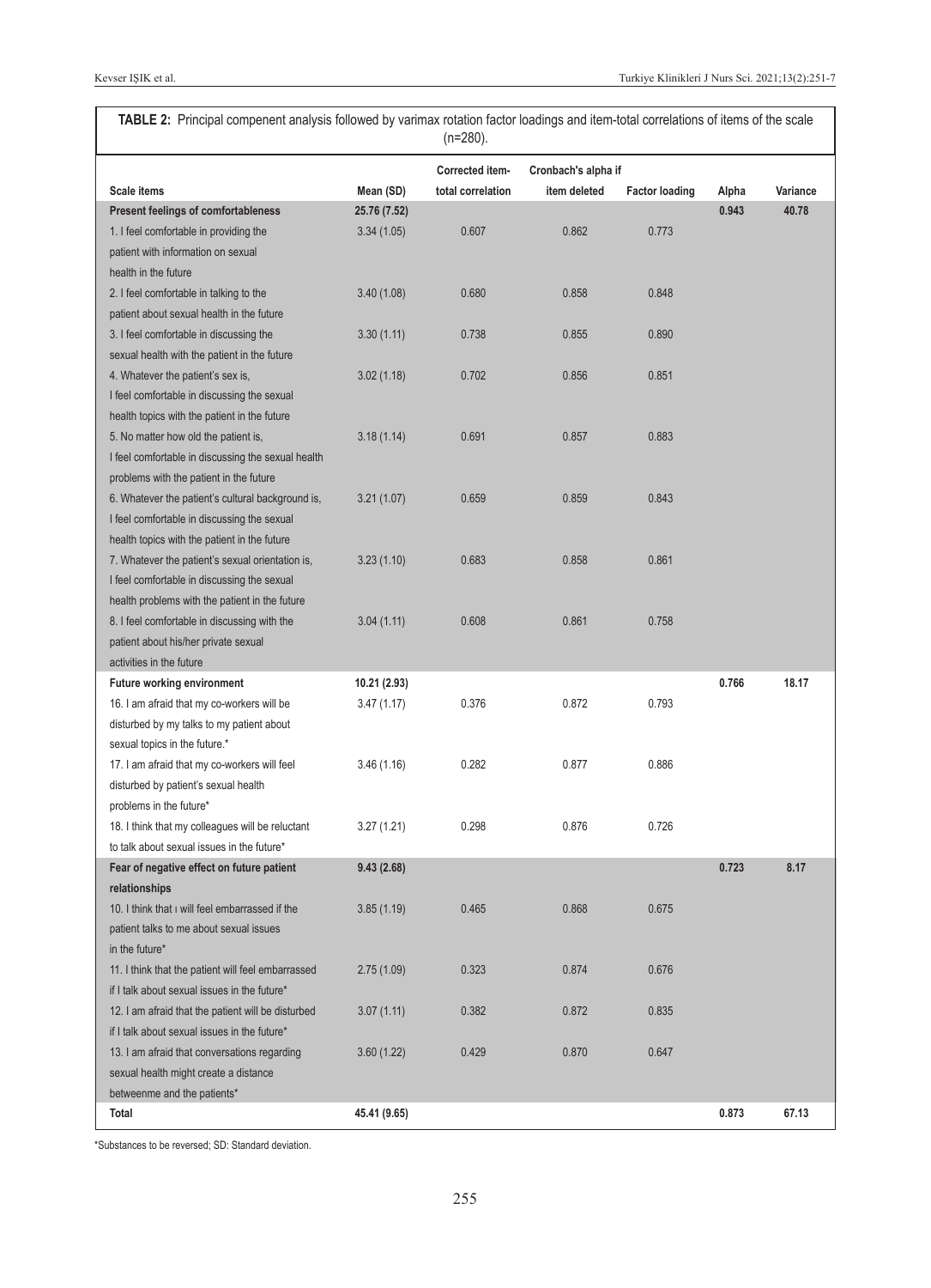**TABLE 2:** Principal compenent analysis followed by varimax rotation factor loadings and item-total correlations of items of the scale (n=280).

| Scale items | Mean (SD) | Corrected item-total correlation | Cronbach's alpha if item deleted | Factor loading | Alpha | Variance |
|---|---|---|---|---|---|---|
| **Present feelings of comfortableness** | **25.76 (7.52)** | | | | **0.943** | **40.78** |
| 1. I feel comfortable in providing the patient with information on sexual health in the future | 3.34 (1.05) | 0.607 | 0.862 | 0.773 | | |
| 2. I feel comfortable in talking to the patient about sexual health in the future | 3.40 (1.08) | 0.680 | 0.858 | 0.848 | | |
| 3. I feel comfortable in discussing the sexual health with the patient in the future | 3.30 (1.11) | 0.738 | 0.855 | 0.890 | | |
| 4. Whatever the patient's sex is, I feel comfortable in discussing the sexual health topics with the patient in the future | 3.02 (1.18) | 0.702 | 0.856 | 0.851 | | |
| 5. No matter how old the patient is, I feel comfortable in discussing the sexual health problems with the patient in the future | 3.18 (1.14) | 0.691 | 0.857 | 0.883 | | |
| 6. Whatever the patient's cultural background is, I feel comfortable in discussing the sexual health topics with the patient in the future | 3.21 (1.07) | 0.659 | 0.859 | 0.843 | | |
| 7. Whatever the patient's sexual orientation is, I feel comfortable in discussing the sexual health problems with the patient in the future | 3.23 (1.10) | 0.683 | 0.858 | 0.861 | | |
| 8. I feel comfortable in discussing with the patient about his/her private sexual activities in the future | 3.04 (1.11) | 0.608 | 0.861 | 0.758 | | |
| **Future working environment** | **10.21 (2.93)** | | | | **0.766** | **18.17** |
| 16. I am afraid that my co-workers will be disturbed by my talks to my patient about sexual topics in the future.* | 3.47 (1.17) | 0.376 | 0.872 | 0.793 | | |
| 17. I am afraid that my co-workers will feel disturbed by patient's sexual health problems in the future* | 3.46 (1.16) | 0.282 | 0.877 | 0.886 | | |
| 18. I think that my colleagues will be reluctant to talk about sexual issues in the future* | 3.27 (1.21) | 0.298 | 0.876 | 0.726 | | |
| **Fear of negative effect on future patient relationships** | **9.43 (2.68)** | | | | **0.723** | **8.17** |
| 10. I think that ı will feel embarrassed if the patient talks to me about sexual issues in the future* | 3.85 (1.19) | 0.465 | 0.868 | 0.675 | | |
| 11. I think that the patient will feel embarrassed if I talk about sexual issues in the future* | 2.75 (1.09) | 0.323 | 0.874 | 0.676 | | |
| 12. I am afraid that the patient will be disturbed if I talk about sexual issues in the future* | 3.07 (1.11) | 0.382 | 0.872 | 0.835 | | |
| 13. I am afraid that conversations regarding sexual health might create a distance betweenme and the patients* | 3.60 (1.22) | 0.429 | 0.870 | 0.647 | | |
| **Total** | **45.41 (9.65)** | | | | **0.873** | **67.13** |

*Substances to be reversed; SD: Standard deviation.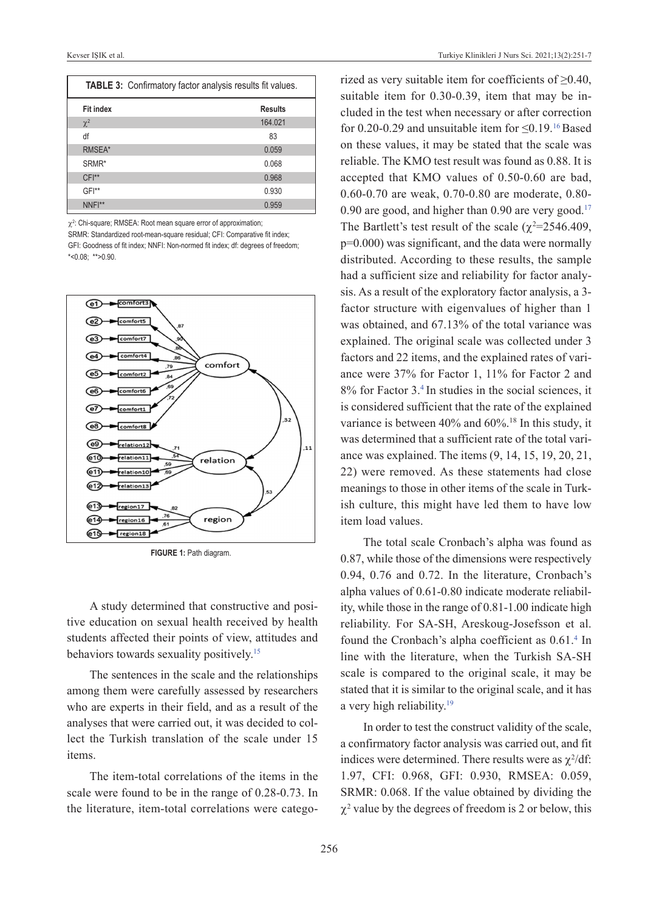**TABLE 3:** Confirmatory factor analysis results fit values.

| Fit index | Results |
|---|---|
| $\chi^2$ | 164.021 |
| df | 83 |
| RMSEA* | 0.059 |
| SRMR* | 0.068 |
| CFI** | 0.968 |
| GFI** | 0.930 |
| NNFI** | 0.959 |

$\chi^2$: Chi-square; RMSEA: Root mean square error of approximation; SRMR: Standardized root-mean-square residual; CFI: Comparative fit index; GFI: Goodness of fit index; NNFI: Non-normed fit index; df: degrees of freedom; *<0.08; **>0.90.

**FIGURE 1:** Path diagram.

A study determined that constructive and positive education on sexual health received by health students affected their points of view, attitudes and behaviors towards sexuality positively.[15]

The sentences in the scale and the relationships among them were carefully assessed by researchers who are experts in their field, and as a result of the analyses that were carried out, it was decided to collect the Turkish translation of the scale under 15 items.

The item-total correlations of the items in the scale were found to be in the range of 0.28-0.73. In the literature, item-total correlations were categorized as very suitable item for coefficients of ≥0.40, suitable item for 0.30-0.39, item that may be included in the test when necessary or after correction for 0.20-0.29 and unsuitable item for ≤0.19.[16] Based on these values, it may be stated that the scale was reliable. The KMO test result was found as 0.88. It is accepted that KMO values of 0.50-0.60 are bad, 0.60-0.70 are weak, 0.70-0.80 are moderate, 0.80-0.90 are good, and higher than 0.90 are very good.[17] The Bartlett's test result of the scale ($\chi^2$=2546.409, p=0.000) was significant, and the data were normally distributed. According to these results, the sample had a sufficient size and reliability for factor analysis. As a result of the exploratory factor analysis, a 3-factor structure with eigenvalues of higher than 1 was obtained, and 67.13% of the total variance was explained. The original scale was collected under 3 factors and 22 items, and the explained rates of variance were 37% for Factor 1, 11% for Factor 2 and 8% for Factor 3.[4] In studies in the social sciences, it is considered sufficient that the rate of the explained variance is between 40% and 60%.[18] In this study, it was determined that a sufficient rate of the total variance was explained. The items (9, 14, 15, 19, 20, 21, 22) were removed. As these statements had close meanings to those in other items of the scale in Turkish culture, this might have led them to have low item load values.

The total scale Cronbach's alpha was found as 0.87, while those of the dimensions were respectively 0.94, 0.76 and 0.72. In the literature, Cronbach's alpha values of 0.61-0.80 indicate moderate reliability, while those in the range of 0.81-1.00 indicate high reliability. For SA-SH, Areskoug-Josefsson et al. found the Cronbach's alpha coefficient as 0.61.[4] In line with the literature, when the Turkish SA-SH scale is compared to the original scale, it may be stated that it is similar to the original scale, and it has a very high reliability.[19]

In order to test the construct validity of the scale, a confirmatory factor analysis was carried out, and fit indices were determined. There results were as $\chi^2$/df: 1.97, CFI: 0.968, GFI: 0.930, RMSEA: 0.059, SRMR: 0.068. If the value obtained by dividing the $\chi^2$ value by the degrees of freedom is 2 or below, this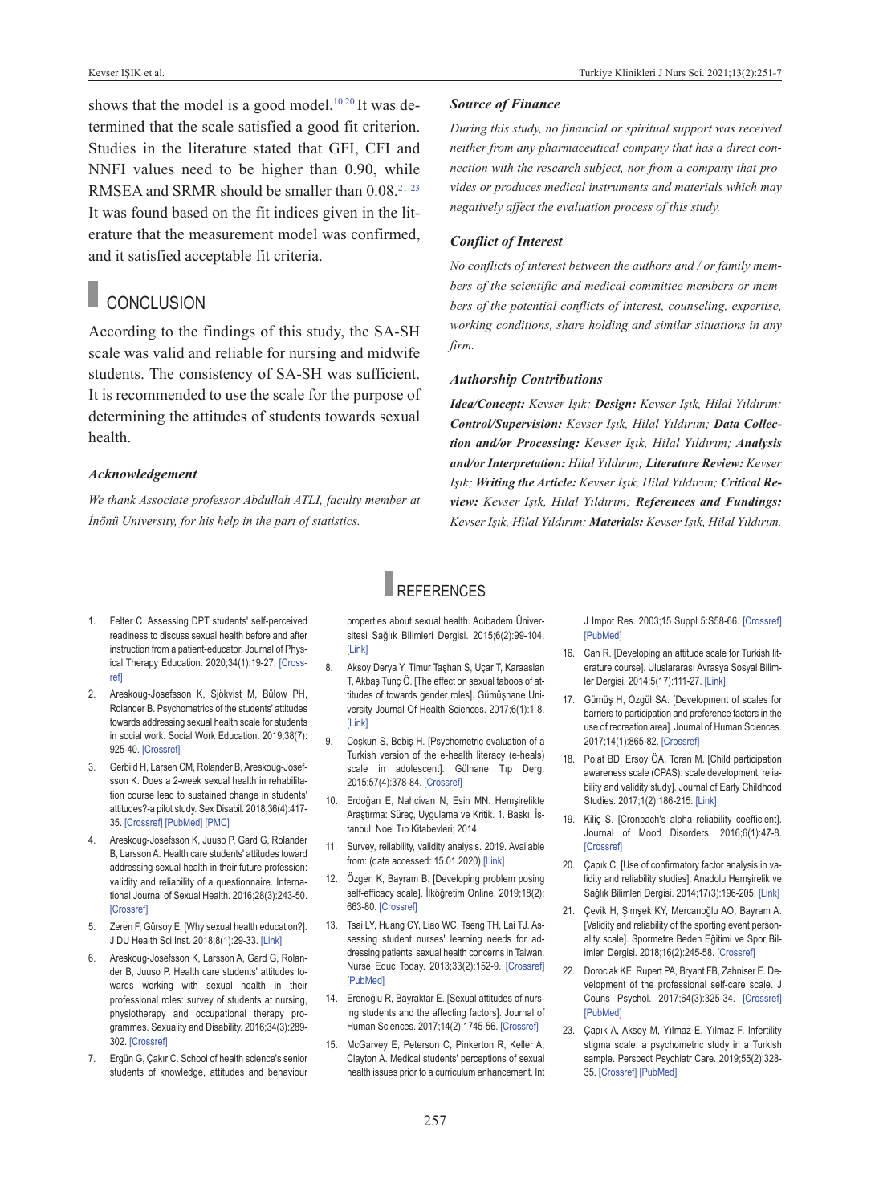shows that the model is a good model.[10,20] It was determined that the scale satisfied a good fit criterion. Studies in the literature stated that GFI, CFI and NNFI values need to be higher than 0.90, while RMSEA and SRMR should be smaller than 0.08.[21-23] It was found based on the fit indices given in the literature that the measurement model was confirmed, and it satisfied acceptable fit criteria.

## CONCLUSION

According to the findings of this study, the SA-SH scale was valid and reliable for nursing and midwife students. The consistency of SA-SH was sufficient. It is recommended to use the scale for the purpose of determining the attitudes of students towards sexual health.

### Acknowledgement

*We thank Associate professor Abdullah ATLI, faculty member at İnönü University, for his help in the part of statistics.*

### Source of Finance

*During this study, no financial or spiritual support was received neither from any pharmaceutical company that has a direct connection with the research subject, nor from a company that provides or produces medical instruments and materials which may negatively affect the evaluation process of this study.*

### Conflict of Interest

*No conflicts of interest between the authors and / or family members of the scientific and medical committee members or members of the potential conflicts of interest, counseling, expertise, working conditions, share holding and similar situations in any firm.*

### Authorship Contributions

***Idea/Concept:** Kevser Işık; **Design:** Kevser Işık, Hilal Yıldırım; **Control/Supervision:** Kevser Işık, Hilal Yıldırım; **Data Collection and/or Processing:** Kevser Işık, Hilal Yıldırım; **Analysis and/or Interpretation:** Hilal Yıldırım; **Literature Review:** Kevser Işık; **Writing the Article:** Kevser Işık, Hilal Yıldırım; **Critical Review:** Kevser Işık, Hilal Yıldırım; **References and Fundings:** Kevser Işık, Hilal Yıldırım; **Materials:** Kevser Işık, Hilal Yıldırım.*

## REFERENCES

1. Felter C. Assessing DPT students' self-perceived readiness to discuss sexual health before and after instruction from a patient-educator. Journal of Physical Therapy Education. 2020;34(1):19-27. [Crossref]
2. Areskoug-Josefsson K, Sjökvist M, Bülow PH, Rolander B. Psychometrics of the students' attitudes towards addressing sexual health scale for students in social work. Social Work Education. 2019;38(7):925-40. [Crossref]
3. Gerbild H, Larsen CM, Rolander B, Areskoug-Josefsson K. Does a 2-week sexual health in rehabilitation course lead to sustained change in students' attitudes?-a pilot study. Sex Disabil. 2018;36(4):417-35. [Crossref] [PubMed] [PMC]
4. Areskog-Josefsson K, Juuso P, Gard G, Rolander B, Larsson A. Health care students' attitudes toward addressing sexual health in their future profession: validity and reliability of a questionnaire. International Journal of Sexual Health. 2016;28(3):243-50. [Crossref]
5. Zeren F, Gürsoy E. [Why sexual health education?]. J DU Health Sci Inst. 2018;8(1):29-33. [Link]
6. Areskog-Josefsson K, Larsson A, Gard G, Rolander B, Juuso P. Health care students' attitudes towards working with sexual health in their professional roles: survey of students at nursing, physiotherapy and occupational therapy programmes. Sexuality and Disability. 2016;34(3):289-302. [Crossref]
7. Ergün G, Çakır C. School of health science's senior students of knowledge, attitudes and behaviour properties about sexual health. Acıbadem Üniversitesi Sağlık Bilimleri Dergisi. 2015;6(2):99-104. [Link]
8. Aksoy Derya Y, Timur Taşhan S, Uçar T, Karaaslan T, Akbaş Tunç Ö. [The effect on sexual taboos of attitudes of towards gender roles]. Gümüşhane University Journal Of Health Sciences. 2017;6(1):1-8. [Link]
9. Coşkun S, Bebiş H. [Psychometric evaluation of a Turkish version of the e-health literacy (e-heals) scale in adolescent]. Gülhane Tıp Derg. 2015;57(4):378-84. [Crossref]
10. Erdoğan E, Nahcivan N, Esin MN. Hemşirelikte Araştırma: Süreç, Uygulama ve Kritik. 1. Baskı. İstanbul: Noel Tıp Kitabevleri; 2014.
11. Survey, reliability, validity analysis. 2019. Available from: (date accessed: 15.01.2020) [Link]
12. Özgen K, Bayram B. [Developing problem posing self-efficacy scale]. İlköğretim Online. 2019;18(2):663-80. [Crossref]
13. Tsai LY, Huang CY, Liao WC, Tseng TH, Lai TJ. Assessing student nurses' learning needs for addressing patients' sexual health concerns in Taiwan. Nurse Educ Today. 2013;33(2):152-9. [Crossref] [PubMed]
14. Erenoğlu R, Bayraktar E. [Sexual attitudes of nursing students and the affecting factors]. Journal of Human Sciences. 2017;14(2):1745-56. [Crossref]
15. McGarvey E, Peterson C, Pinkerton R, Keller A, Clayton A. Medical students' perceptions of sexual health issues prior to a curriculum enhancement. Int J Impot Res. 2003;15 Suppl 5:S58-66. [Crossref] [PubMed]
16. Can R. [Developing an attitude scale for Turkish literature course]. Uluslararası Avrasya Sosyal Bilimler Dergisi. 2014;5(17):111-27. [Link]
17. Gümüş H, Özgül SA. [Development of scales for barriers to participation and preference factors in the use of recreation area]. Journal of Human Sciences. 2017;14(1):865-82. [Crossref]
18. Polat BD, Ersoy ÖA, Toran M. [Child participation awareness scale (CPAS): scale development, reliability and validity study]. Journal of Early Childhood Studies. 2017;1(2):186-215. [Link]
19. Kiliç S. [Cronbach's alpha reliability coefficient]. Journal of Mood Disorders. 2016;6(1):47-8. [Crossref]
20. Çapık C. [Use of confirmatory factor analysis in validity and reliability studies]. Anadolu Hemşirelik ve Sağlık Bilimleri Dergisi. 2014;17(3):196-205. [Link]
21. Çevik H, Şimşek KY, Mercanoğlu AO, Bayram A. [Validity and reliability of the sporting event personality scale]. Spormetre Beden Eğitimi ve Spor Bilimleri Dergisi. 2018;16(2):245-58. [Crossref]
22. Dorociak KE, Rupert PA, Bryant FB, Zahniser E. Development of the professional self-care scale. J Couns Psychol. 2017;64(3):325-34. [Crossref] [PubMed]
23. Çapık A, Aksoy M, Yılmaz E, Yılmaz F. Infertility stigma scale: a psychometric study in a Turkish sample. Perspect Psychiatr Care. 2019;55(2):328-35. [Crossref] [PubMed]